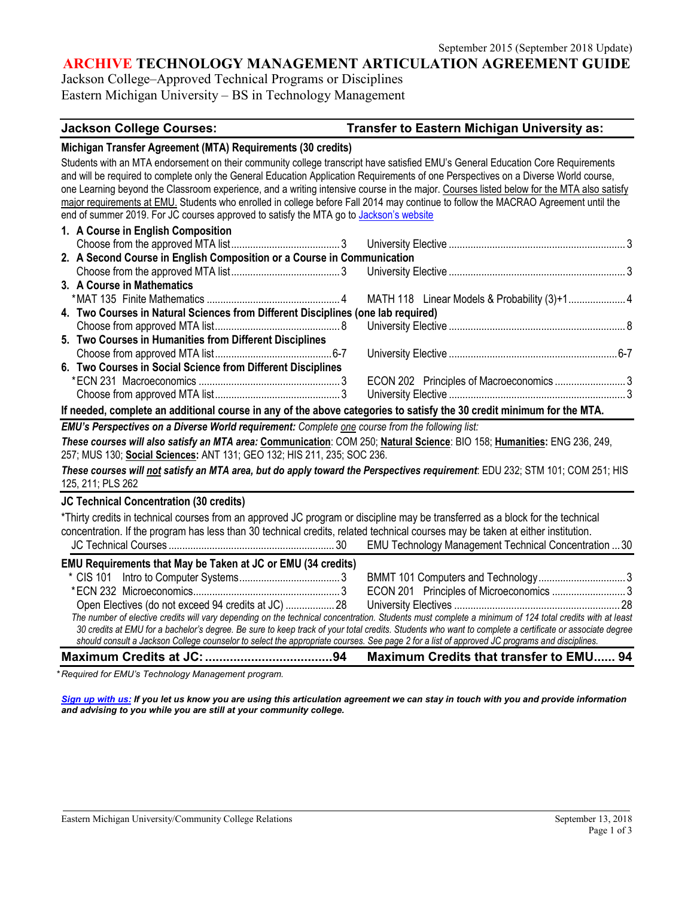September 2015 (September 2018 Update)

# ARCHIVE TECHNOLOGY MANAGEMENT ARTICULATION AGREEMENT GUIDE

Jackson College–Approved Technical Programs or Disciplines
Eastern Michigan University – BS in Technology Management

| Jackson College Courses: | | Transfer to Eastern Michigan University as: | |
|---|---|---|---|
| **Michigan Transfer Agreement (MTA) Requirements (30 credits)** | | | |

Students with an MTA endorsement on their community college transcript have satisfied EMU's General Education Core Requirements and will be required to complete only the General Education Application Requirements of one Perspectives on a Diverse World course, one Learning beyond the Classroom experience, and a writing intensive course in the major. Courses listed below for the MTA also satisfy major requirements at EMU. Students who enrolled in college before Fall 2014 may continue to follow the MACRAO Agreement until the end of summer 2019. For JC courses approved to satisfy the MTA go to Jackson's website

| Jackson College Courses | Credits | Transfer to EMU as | Credits |
|---|---|---|---|
| **1. A Course in English Composition** | | | |
| Choose from the approved MTA list | 3 | University Elective | 3 |
| **2. A Second Course in English Composition or a Course in Communication** | | | |
| Choose from the approved MTA list | 3 | University Elective | 3 |
| **3. A Course in Mathematics** | | | |
| *MAT 135 Finite Mathematics | 4 | MATH 118 Linear Models & Probability (3)+1 | 4 |
| **4. Two Courses in Natural Sciences from Different Disciplines (one lab required)** | | | |
| Choose from approved MTA list | 8 | University Elective | 8 |
| **5. Two Courses in Humanities from Different Disciplines** | | | |
| Choose from approved MTA list | 6-7 | University Elective | 6-7 |
| **6. Two Courses in Social Science from Different Disciplines** | | | |
| *ECN 231 Macroeconomics | 3 | ECON 202 Principles of Macroeconomics | 3 |
| Choose from approved MTA list | 3 | University Elective | 3 |

**If needed, complete an additional course in any of the above categories to satisfy the 30 credit minimum for the MTA.**

***EMU's Perspectives on a Diverse World requirement:*** *Complete one course from the following list:*

***These courses will also satisfy an MTA area:*** **Communication**: COM 250; **Natural Science**: BIO 158; **Humanities:** ENG 236, 249, 257; MUS 130; **Social Sciences:** ANT 131; GEO 132; HIS 211, 235; SOC 236.

***These courses will not satisfy an MTA area, but do apply toward the Perspectives requirement***: EDU 232; STM 101; COM 251; HIS 125, 211; PLS 262

**JC Technical Concentration (30 credits)**

*Thirty credits in technical courses from an approved JC program or discipline may be transferred as a block for the technical concentration. If the program has less than 30 technical credits, related technical courses may be taken at either institution.

| Jackson College Courses | Credits | Transfer to EMU as | Credits |
|---|---|---|---|
| JC Technical Courses | 30 | EMU Technology Management Technical Concentration | 30 |
| **EMU Requirements that May be Taken at JC or EMU (34 credits)** | | | |
| * CIS 101 Intro to Computer Systems | 3 | BMMT 101 Computers and Technology | 3 |
| *ECN 232 Microeconomics | 3 | ECON 201 Principles of Microeconomics | 3 |
| Open Electives (do not exceed 94 credits at JC) | 28 | University Electives | 28 |

*The number of elective credits will vary depending on the technical concentration. Students must complete a minimum of 124 total credits with at least 30 credits at EMU for a bachelor's degree. Be sure to keep track of your total credits. Students who want to complete a certificate or associate degree should consult a Jackson College counselor to select the appropriate courses. See page 2 for a list of approved JC programs and disciplines.*

| **Maximum Credits at JC:** | **94** | **Maximum Credits that transfer to EMU** | **94** |
|---|---|---|---|

**Required for EMU's Technology Management program.*

***Sign up with us:** If you let us know you are using this articulation agreement we can stay in touch with you and provide information and advising to you while you are still at your community college.*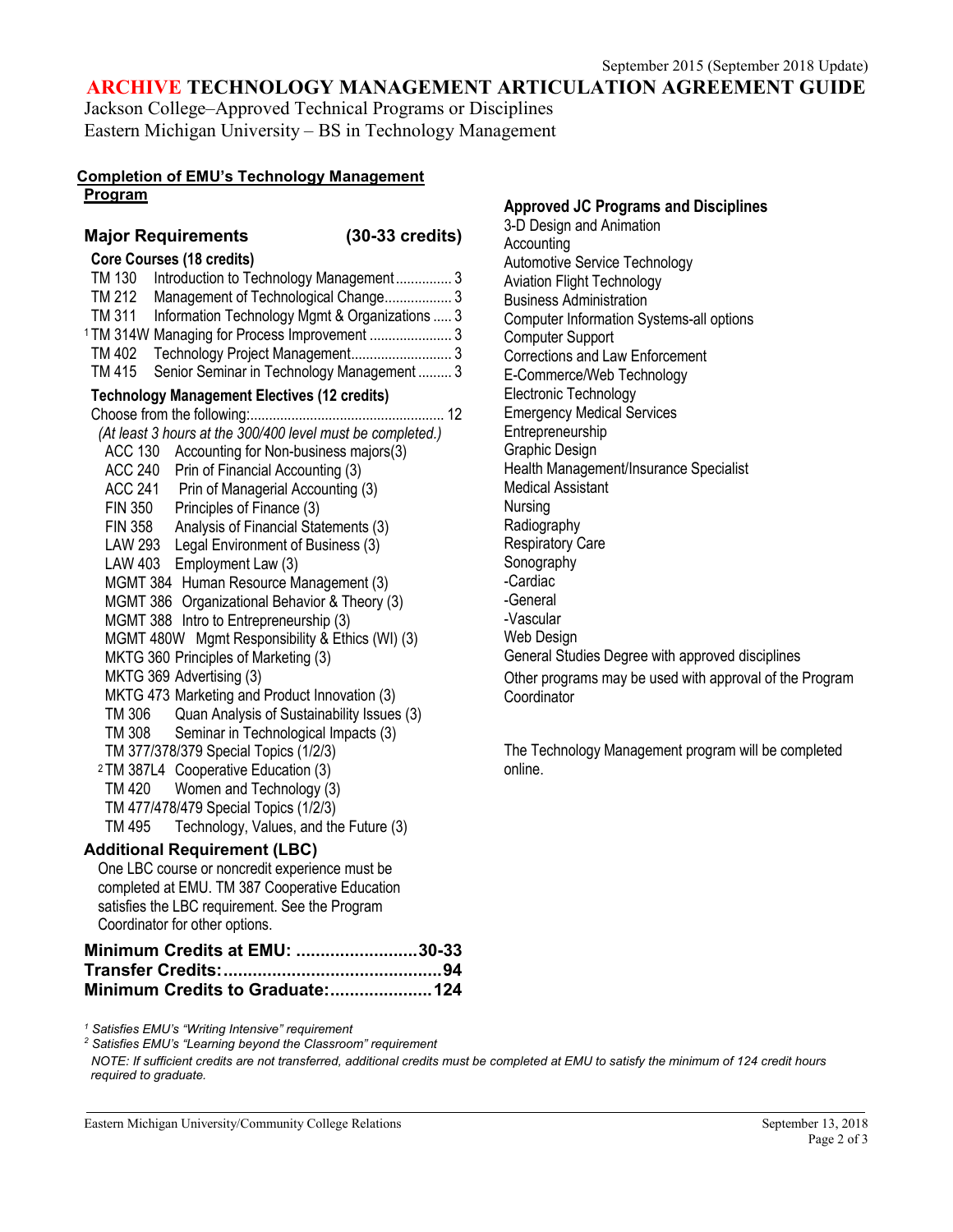September 2015 (September 2018 Update)

# ARCHIVE TECHNOLOGY MANAGEMENT ARTICULATION AGREEMENT GUIDE

Jackson College–Approved Technical Programs or Disciplines
Eastern Michigan University – BS in Technology Management

## Completion of EMU's Technology Management Program

### Major Requirements (30-33 credits)

**Core Courses (18 credits)**

- TM 130 Introduction to Technology Management ............... 3
- TM 212 Management of Technological Change.................. 3
- TM 311 Information Technology Mgmt & Organizations ..... 3
- [1] TM 314W Managing for Process Improvement ...................... 3
- TM 402 Technology Project Management........................... 3
- TM 415 Senior Seminar in Technology Management ......... 3

**Technology Management Electives (12 credits)**

Choose from the following:................................................... 12

*(At least 3 hours at the 300/400 level must be completed.)*

- ACC 130 Accounting for Non-business majors(3)
- ACC 240 Prin of Financial Accounting (3)
- ACC 241 Prin of Managerial Accounting (3)
- FIN 350 Principles of Finance (3)
- FIN 358 Analysis of Financial Statements (3)
- LAW 293 Legal Environment of Business (3)
- LAW 403 Employment Law (3)
- MGMT 384 Human Resource Management (3)
- MGMT 386 Organizational Behavior & Theory (3)
- MGMT 388 Intro to Entrepreneurship (3)
- MGMT 480W Mgmt Responsibility & Ethics (WI) (3)
- MKTG 360 Principles of Marketing (3)
- MKTG 369 Advertising (3)
- MKTG 473 Marketing and Product Innovation (3)
- TM 306 Quan Analysis of Sustainability Issues (3)
- TM 308 Seminar in Technological Impacts (3)
- TM 377/378/379 Special Topics (1/2/3)
- [2] TM 387L4 Cooperative Education (3)
- TM 420 Women and Technology (3)
- TM 477/478/479 Special Topics (1/2/3)
- TM 495 Technology, Values, and the Future (3)

### Additional Requirement (LBC)

One LBC course or noncredit experience must be completed at EMU. TM 387 Cooperative Education satisfies the LBC requirement. See the Program Coordinator for other options.

**Minimum Credits at EMU: .........................30-33**
**Transfer Credits:............................................94**
**Minimum Credits to Graduate:.....................124**

### Approved JC Programs and Disciplines

- 3-D Design and Animation
- Accounting
- Automotive Service Technology
- Aviation Flight Technology
- Business Administration
- Computer Information Systems-all options
- Computer Support
- Corrections and Law Enforcement
- E-Commerce/Web Technology
- Electronic Technology
- Emergency Medical Services
- Entrepreneurship
- Graphic Design
- Health Management/Insurance Specialist
- Medical Assistant
- Nursing
- Radiography
- Respiratory Care
- Sonography
  - -Cardiac
  - -General
  - -Vascular
- Web Design
- General Studies Degree with approved disciplines
- Other programs may be used with approval of the Program Coordinator

The Technology Management program will be completed online.

*[1] Satisfies EMU's "Writing Intensive" requirement*
*[2] Satisfies EMU's "Learning beyond the Classroom" requirement*

*NOTE: If sufficient credits are not transferred, additional credits must be completed at EMU to satisfy the minimum of 124 credit hours required to graduate.*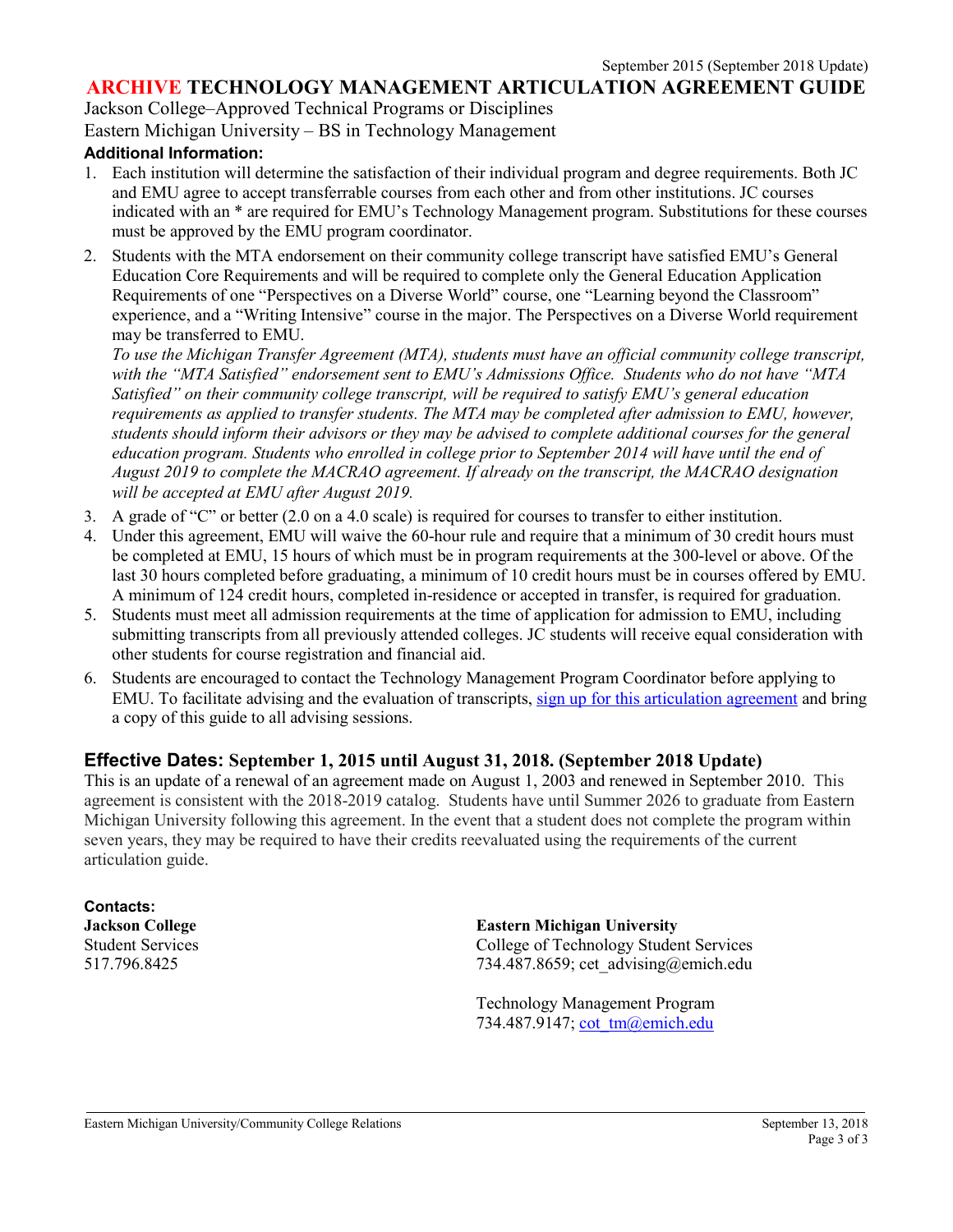September 2015 (September 2018 Update)

# ARCHIVE TECHNOLOGY MANAGEMENT ARTICULATION AGREEMENT GUIDE

Jackson College–Approved Technical Programs or Disciplines

Eastern Michigan University – BS in Technology Management

**Additional Information:**

1. Each institution will determine the satisfaction of their individual program and degree requirements. Both JC and EMU agree to accept transferrable courses from each other and from other institutions. JC courses indicated with an * are required for EMU's Technology Management program. Substitutions for these courses must be approved by the EMU program coordinator.
2. Students with the MTA endorsement on their community college transcript have satisfied EMU's General Education Core Requirements and will be required to complete only the General Education Application Requirements of one "Perspectives on a Diverse World" course, one "Learning beyond the Classroom" experience, and a "Writing Intensive" course in the major. The Perspectives on a Diverse World requirement may be transferred to EMU.
   *To use the Michigan Transfer Agreement (MTA), students must have an official community college transcript, with the "MTA Satisfied" endorsement sent to EMU's Admissions Office. Students who do not have "MTA Satisfied" on their community college transcript, will be required to satisfy EMU's general education requirements as applied to transfer students. The MTA may be completed after admission to EMU, however, students should inform their advisors or they may be advised to complete additional courses for the general education program. Students who enrolled in college prior to September 2014 will have until the end of August 2019 to complete the MACRAO agreement. If already on the transcript, the MACRAO designation will be accepted at EMU after August 2019.*
3. A grade of "C" or better (2.0 on a 4.0 scale) is required for courses to transfer to either institution.
4. Under this agreement, EMU will waive the 60-hour rule and require that a minimum of 30 credit hours must be completed at EMU, 15 hours of which must be in program requirements at the 300-level or above. Of the last 30 hours completed before graduating, a minimum of 10 credit hours must be in courses offered by EMU. A minimum of 124 credit hours, completed in-residence or accepted in transfer, is required for graduation.
5. Students must meet all admission requirements at the time of application for admission to EMU, including submitting transcripts from all previously attended colleges. JC students will receive equal consideration with other students for course registration and financial aid.
6. Students are encouraged to contact the Technology Management Program Coordinator before applying to EMU. To facilitate advising and the evaluation of transcripts, sign up for this articulation agreement and bring a copy of this guide to all advising sessions.

## Effective Dates: September 1, 2015 until August 31, 2018. (September 2018 Update)

This is an update of a renewal of an agreement made on August 1, 2003 and renewed in September 2010. This agreement is consistent with the 2018-2019 catalog. Students have until Summer 2026 to graduate from Eastern Michigan University following this agreement. In the event that a student does not complete the program within seven years, they may be required to have their credits reevaluated using the requirements of the current articulation guide.

**Contacts:**

**Jackson College**
Student Services
517.796.8425

**Eastern Michigan University**
College of Technology Student Services
734.487.8659; cet_advising@emich.edu

Technology Management Program
734.487.9147; cot_tm@emich.edu